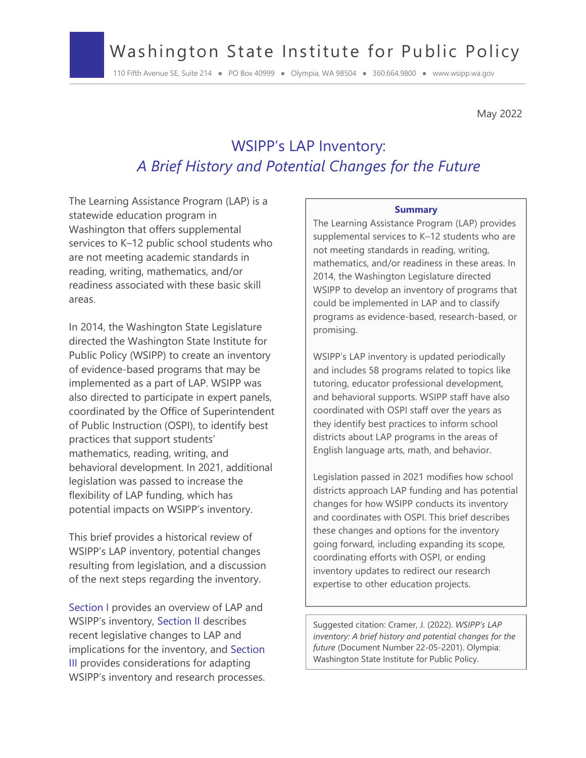# Washington State Institute for Public Policy

110 Fifth Avenue SE, Suite 214 • PO Box 40999 • Olympia, WA 98504 • 360.664.9800 • www.wsipp.wa.gov

May 2022

## WSIPP's LAP Inventory: *A Brief History and Potential Changes for the Future*

The Learning Assistance Program (LAP) is a statewide education program in Washington that offers supplemental services to K–12 public school students who are not meeting academic standards in reading, writing, mathematics, and/or readiness associated with these basic skill areas.

In 2014, the Washington State Legislature directed the Washington State Institute for Public Policy (WSIPP) to create an inventory of evidence-based programs that may be implemented as a part of LAP. WSIPP was also directed to participate in expert panels, coordinated by the Office of Superintendent of Public Instruction (OSPI), to identify best practices that support students' mathematics, reading, writing, and behavioral development. In 2021, additional legislation was passed to increase the flexibility of LAP funding, which has potential impacts on WSIPP's inventory.

This brief provides a historical review of WSIPP's LAP inventory, potential changes resulting from legislation, and a discussion of the next steps regarding the inventory.

Section I provides an overview of LAP and WSIPP's inventory, Section II describes recent legislative changes to LAP and implications for the inventory, and Section III provides considerations for adapting WSIPP's inventory and research processes.

**Summary**

The Learning Assistance Program (LAP) provides supplemental services to K–12 students who are not meeting standards in reading, writing, mathematics, and/or readiness in these areas. In 2014, the Washington Legislature directed WSIPP to develop an inventory of programs that could be implemented in LAP and to classify programs as evidence-based, research-based, or promising.

WSIPP's LAP inventory is updated periodically and includes 58 programs related to topics like tutoring, educator professional development, and behavioral supports. WSIPP staff have also coordinated with OSPI staff over the years as they identify best practices to inform school districts about LAP programs in the areas of English language arts, math, and behavior.

Legislation passed in 2021 modifies how school districts approach LAP funding and has potential changes for how WSIPP conducts its inventory and coordinates with OSPI. This brief describes these changes and options for the inventory going forward, including expanding its scope, coordinating efforts with OSPI, or ending inventory updates to redirect our research expertise to other education projects.

Suggested citation: Cramer, J. (2022). *WSIPP's LAP inventory: A brief history and potential changes for the future* (Document Number 22-05-2201). Olympia: Washington State Institute for Public Policy.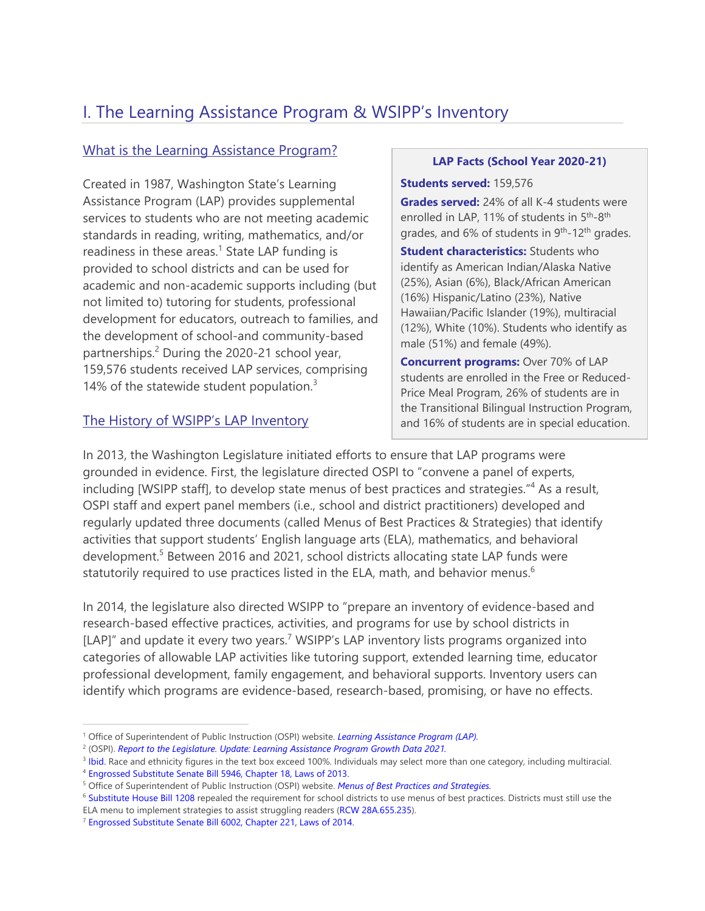# I. The Learning Assistance Program & WSIPP's Inventory

## What is the Learning Assistance Program?

Created in 1987, Washington State's Learning Assistance Program (LAP) provides supplemental services to students who are not meeting academic standards in reading, writing, mathematics, and/or readiness in these areas.[1] State LAP funding is provided to school districts and can be used for academic and non-academic supports including (but not limited to) tutoring for students, professional development for educators, outreach to families, and the development of school-and community-based partnerships.[2] During the 2020-21 school year, 159,576 students received LAP services, comprising 14% of the statewide student population.[3]

> **LAP Facts (School Year 2020-21)**
>
> **Students served:** 159,576
>
> **Grades served:** 24% of all K-4 students were enrolled in LAP, 11% of students in 5th-8th grades, and 6% of students in 9th-12th grades.
>
> **Student characteristics:** Students who identify as American Indian/Alaska Native (25%), Asian (6%), Black/African American (16%) Hispanic/Latino (23%), Native Hawaiian/Pacific Islander (19%), multiracial (12%), White (10%). Students who identify as male (51%) and female (49%).
>
> **Concurrent programs:** Over 70% of LAP students are enrolled in the Free or Reduced-Price Meal Program, 26% of students are in the Transitional Bilingual Instruction Program, and 16% of students are in special education.

## The History of WSIPP's LAP Inventory

In 2013, the Washington Legislature initiated efforts to ensure that LAP programs were grounded in evidence. First, the legislature directed OSPI to "convene a panel of experts, including [WSIPP staff], to develop state menus of best practices and strategies."[4] As a result, OSPI staff and expert panel members (i.e., school and district practitioners) developed and regularly updated three documents (called Menus of Best Practices & Strategies) that identify activities that support students' English language arts (ELA), mathematics, and behavioral development.[5] Between 2016 and 2021, school districts allocating state LAP funds were statutorily required to use practices listed in the ELA, math, and behavior menus.[6]

In 2014, the legislature also directed WSIPP to "prepare an inventory of evidence-based and research-based effective practices, activities, and programs for use by school districts in [LAP]" and update it every two years.[7] WSIPP's LAP inventory lists programs organized into categories of allowable LAP activities like tutoring support, extended learning time, educator professional development, family engagement, and behavioral supports. Inventory users can identify which programs are evidence-based, research-based, promising, or have no effects.

---

[1] Office of Superintendent of Public Instruction (OSPI) website. *Learning Assistance Program (LAP).*

[2] (OSPI). *Report to the Legislature. Update: Learning Assistance Program Growth Data 2021.*

[3] Ibid. Race and ethnicity figures in the text box exceed 100%. Individuals may select more than one category, including multiracial.

[4] Engrossed Substitute Senate Bill 5946, Chapter 18, Laws of 2013.

[5] Office of Superintendent of Public Instruction (OSPI) website. *Menus of Best Practices and Strategies.*

[6] Substitute House Bill 1208 repealed the requirement for school districts to use menus of best practices. Districts must still use the ELA menu to implement strategies to assist struggling readers (RCW 28A.655.235).

[7] Engrossed Substitute Senate Bill 6002, Chapter 221, Laws of 2014.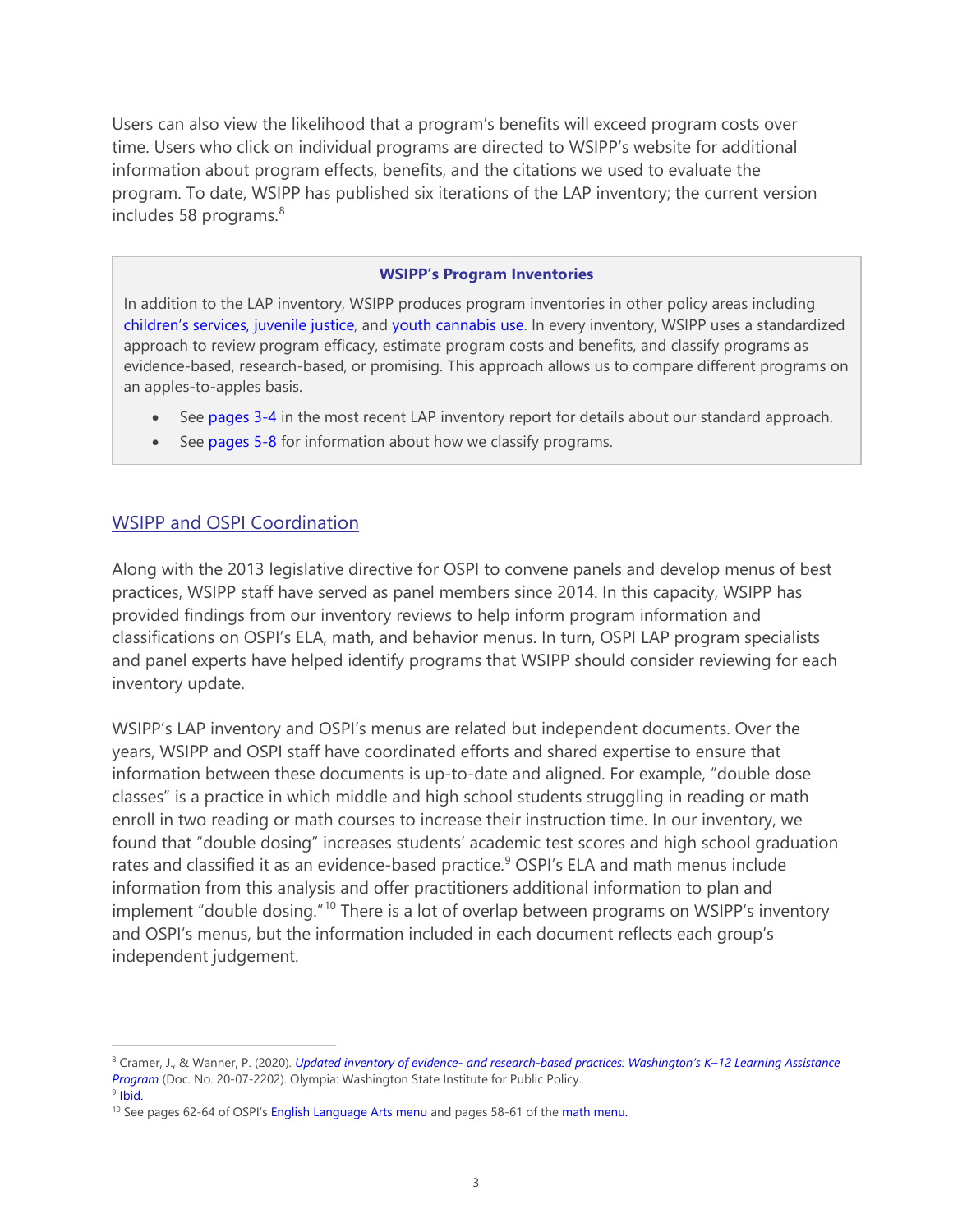Users can also view the likelihood that a program's benefits will exceed program costs over time. Users who click on individual programs are directed to WSIPP's website for additional information about program effects, benefits, and the citations we used to evaluate the program. To date, WSIPP has published six iterations of the LAP inventory; the current version includes 58 programs.[8]

> **WSIPP's Program Inventories**
>
> In addition to the LAP inventory, WSIPP produces program inventories in other policy areas including children's services, juvenile justice, and youth cannabis use. In every inventory, WSIPP uses a standardized approach to review program efficacy, estimate program costs and benefits, and classify programs as evidence-based, research-based, or promising. This approach allows us to compare different programs on an apples-to-apples basis.
>
> - See pages 3-4 in the most recent LAP inventory report for details about our standard approach.
> - See pages 5-8 for information about how we classify programs.

## WSIPP and OSPI Coordination

Along with the 2013 legislative directive for OSPI to convene panels and develop menus of best practices, WSIPP staff have served as panel members since 2014. In this capacity, WSIPP has provided findings from our inventory reviews to help inform program information and classifications on OSPI's ELA, math, and behavior menus. In turn, OSPI LAP program specialists and panel experts have helped identify programs that WSIPP should consider reviewing for each inventory update.

WSIPP's LAP inventory and OSPI's menus are related but independent documents. Over the years, WSIPP and OSPI staff have coordinated efforts and shared expertise to ensure that information between these documents is up-to-date and aligned. For example, "double dose classes" is a practice in which middle and high school students struggling in reading or math enroll in two reading or math courses to increase their instruction time. In our inventory, we found that "double dosing" increases students' academic test scores and high school graduation rates and classified it as an evidence-based practice.[9] OSPI's ELA and math menus include information from this analysis and offer practitioners additional information to plan and implement "double dosing."[10] There is a lot of overlap between programs on WSIPP's inventory and OSPI's menus, but the information included in each document reflects each group's independent judgement.

---

[8] Cramer, J., & Wanner, P. (2020). *Updated inventory of evidence- and research-based practices: Washington's K–12 Learning Assistance Program* (Doc. No. 20-07-2202). Olympia: Washington State Institute for Public Policy.

[9] Ibid.

[10] See pages 62-64 of OSPI's English Language Arts menu and pages 58-61 of the math menu.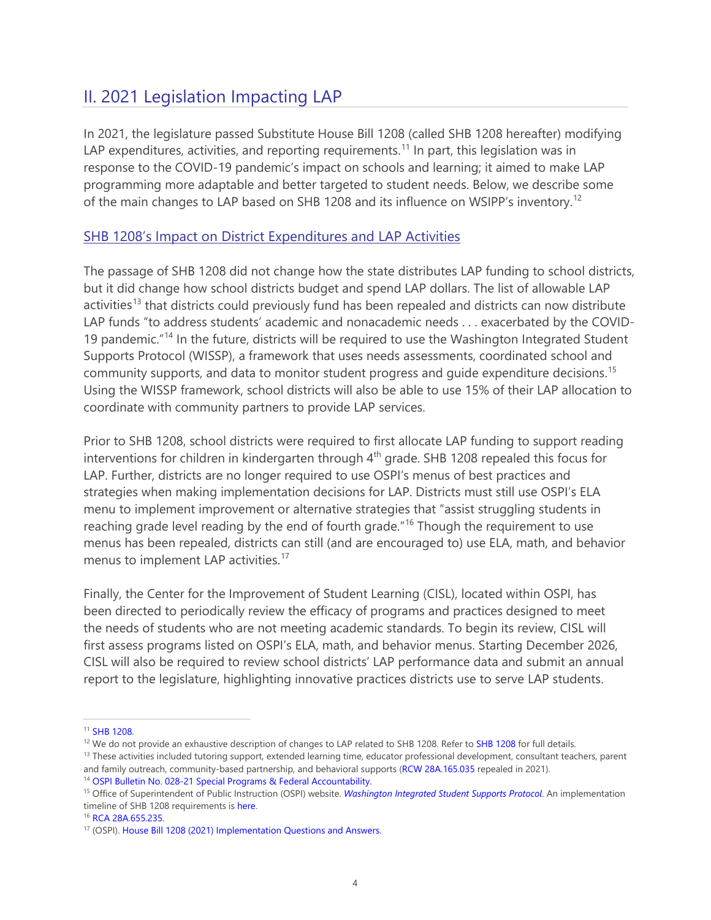## II. 2021 Legislation Impacting LAP

In 2021, the legislature passed Substitute House Bill 1208 (called SHB 1208 hereafter) modifying LAP expenditures, activities, and reporting requirements.[11] In part, this legislation was in response to the COVID-19 pandemic's impact on schools and learning; it aimed to make LAP programming more adaptable and better targeted to student needs. Below, we describe some of the main changes to LAP based on SHB 1208 and its influence on WSIPP's inventory.[12]

### SHB 1208's Impact on District Expenditures and LAP Activities

The passage of SHB 1208 did not change how the state distributes LAP funding to school districts, but it did change how school districts budget and spend LAP dollars. The list of allowable LAP activities[13] that districts could previously fund has been repealed and districts can now distribute LAP funds "to address students' academic and nonacademic needs . . . exacerbated by the COVID-19 pandemic."[14] In the future, districts will be required to use the Washington Integrated Student Supports Protocol (WISSP), a framework that uses needs assessments, coordinated school and community supports, and data to monitor student progress and guide expenditure decisions.[15] Using the WISSP framework, school districts will also be able to use 15% of their LAP allocation to coordinate with community partners to provide LAP services.

Prior to SHB 1208, school districts were required to first allocate LAP funding to support reading interventions for children in kindergarten through 4th grade. SHB 1208 repealed this focus for LAP. Further, districts are no longer required to use OSPI's menus of best practices and strategies when making implementation decisions for LAP. Districts must still use OSPI's ELA menu to implement improvement or alternative strategies that "assist struggling students in reaching grade level reading by the end of fourth grade."[16] Though the requirement to use menus has been repealed, districts can still (and are encouraged to) use ELA, math, and behavior menus to implement LAP activities.[17]

Finally, the Center for the Improvement of Student Learning (CISL), located within OSPI, has been directed to periodically review the efficacy of programs and practices designed to meet the needs of students who are not meeting academic standards. To begin its review, CISL will first assess programs listed on OSPI's ELA, math, and behavior menus. Starting December 2026, CISL will also be required to review school districts' LAP performance data and submit an annual report to the legislature, highlighting innovative practices districts use to serve LAP students.

---

[11] SHB 1208.

[12] We do not provide an exhaustive description of changes to LAP related to SHB 1208. Refer to SHB 1208 for full details.

[13] These activities included tutoring support, extended learning time, educator professional development, consultant teachers, parent and family outreach, community-based partnership, and behavioral supports (RCW 28A.165.035 repealed in 2021).

[14] OSPI Bulletin No. 028-21 Special Programs & Federal Accountability.

[15] Office of Superintendent of Public Instruction (OSPI) website. *Washington Integrated Student Supports Protocol*. An implementation timeline of SHB 1208 requirements is here.

[16] RCA 28A.655.235.

[17] (OSPI). House Bill 1208 (2021) Implementation Questions and Answers.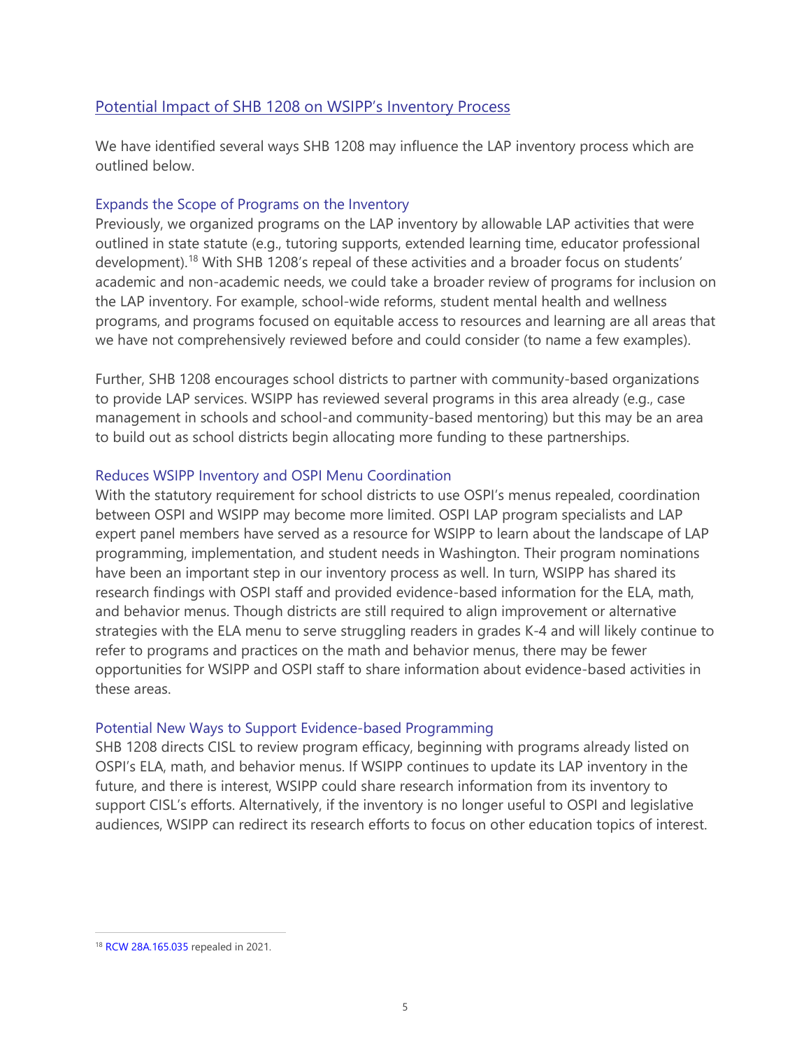## Potential Impact of SHB 1208 on WSIPP's Inventory Process

We have identified several ways SHB 1208 may influence the LAP inventory process which are outlined below.

### Expands the Scope of Programs on the Inventory

Previously, we organized programs on the LAP inventory by allowable LAP activities that were outlined in state statute (e.g., tutoring supports, extended learning time, educator professional development).[18] With SHB 1208's repeal of these activities and a broader focus on students' academic and non-academic needs, we could take a broader review of programs for inclusion on the LAP inventory. For example, school-wide reforms, student mental health and wellness programs, and programs focused on equitable access to resources and learning are all areas that we have not comprehensively reviewed before and could consider (to name a few examples).

Further, SHB 1208 encourages school districts to partner with community-based organizations to provide LAP services. WSIPP has reviewed several programs in this area already (e.g., case management in schools and school-and community-based mentoring) but this may be an area to build out as school districts begin allocating more funding to these partnerships.

### Reduces WSIPP Inventory and OSPI Menu Coordination

With the statutory requirement for school districts to use OSPI's menus repealed, coordination between OSPI and WSIPP may become more limited. OSPI LAP program specialists and LAP expert panel members have served as a resource for WSIPP to learn about the landscape of LAP programming, implementation, and student needs in Washington. Their program nominations have been an important step in our inventory process as well. In turn, WSIPP has shared its research findings with OSPI staff and provided evidence-based information for the ELA, math, and behavior menus. Though districts are still required to align improvement or alternative strategies with the ELA menu to serve struggling readers in grades K-4 and will likely continue to refer to programs and practices on the math and behavior menus, there may be fewer opportunities for WSIPP and OSPI staff to share information about evidence-based activities in these areas.

### Potential New Ways to Support Evidence-based Programming

SHB 1208 directs CISL to review program efficacy, beginning with programs already listed on OSPI's ELA, math, and behavior menus. If WSIPP continues to update its LAP inventory in the future, and there is interest, WSIPP could share research information from its inventory to support CISL's efforts. Alternatively, if the inventory is no longer useful to OSPI and legislative audiences, WSIPP can redirect its research efforts to focus on other education topics of interest.

---

[18] RCW 28A.165.035 repealed in 2021.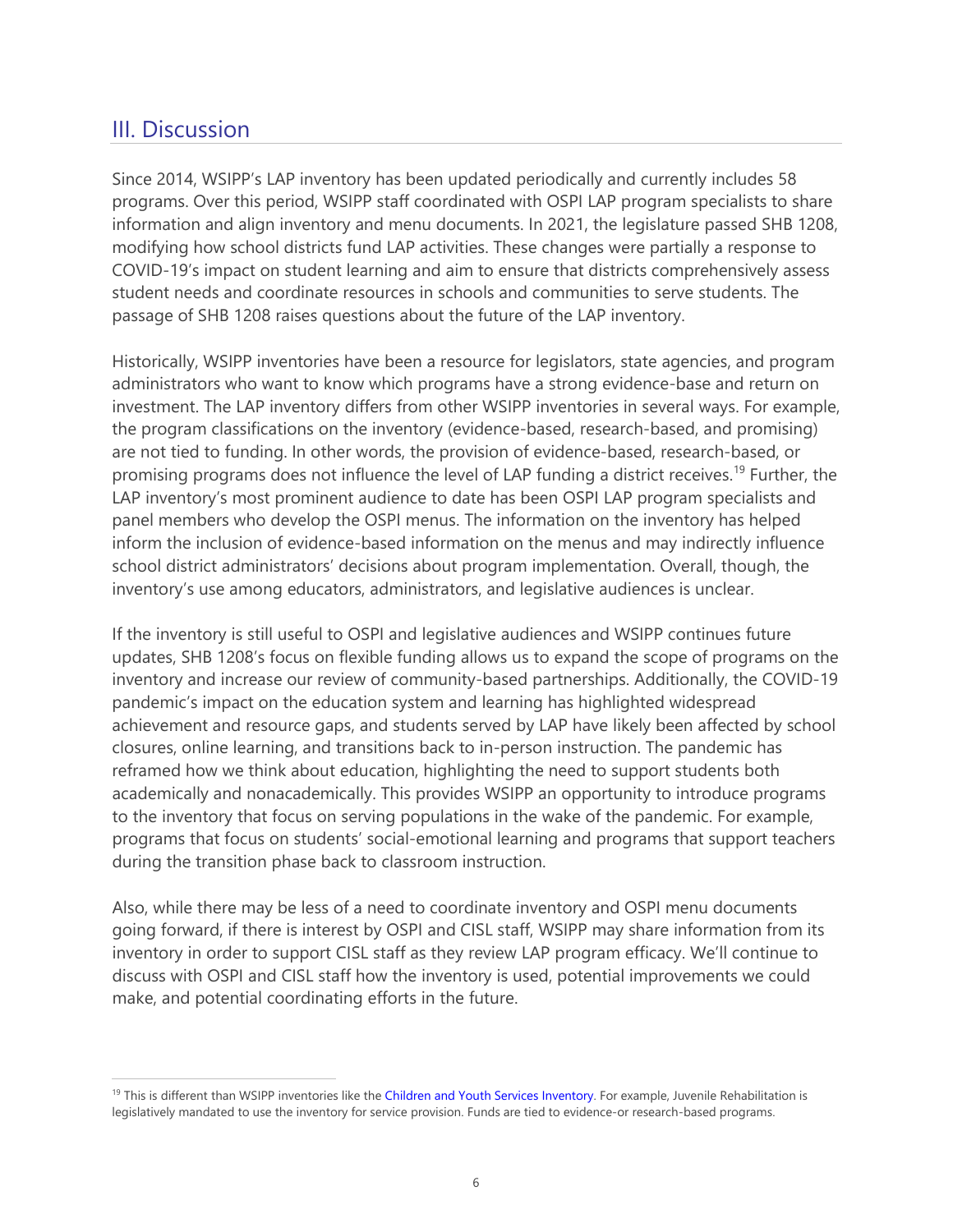## III. Discussion

Since 2014, WSIPP's LAP inventory has been updated periodically and currently includes 58 programs. Over this period, WSIPP staff coordinated with OSPI LAP program specialists to share information and align inventory and menu documents. In 2021, the legislature passed SHB 1208, modifying how school districts fund LAP activities. These changes were partially a response to COVID-19's impact on student learning and aim to ensure that districts comprehensively assess student needs and coordinate resources in schools and communities to serve students. The passage of SHB 1208 raises questions about the future of the LAP inventory.

Historically, WSIPP inventories have been a resource for legislators, state agencies, and program administrators who want to know which programs have a strong evidence-base and return on investment. The LAP inventory differs from other WSIPP inventories in several ways. For example, the program classifications on the inventory (evidence-based, research-based, and promising) are not tied to funding. In other words, the provision of evidence-based, research-based, or promising programs does not influence the level of LAP funding a district receives.[19] Further, the LAP inventory's most prominent audience to date has been OSPI LAP program specialists and panel members who develop the OSPI menus. The information on the inventory has helped inform the inclusion of evidence-based information on the menus and may indirectly influence school district administrators' decisions about program implementation. Overall, though, the inventory's use among educators, administrators, and legislative audiences is unclear.

If the inventory is still useful to OSPI and legislative audiences and WSIPP continues future updates, SHB 1208's focus on flexible funding allows us to expand the scope of programs on the inventory and increase our review of community-based partnerships. Additionally, the COVID-19 pandemic's impact on the education system and learning has highlighted widespread achievement and resource gaps, and students served by LAP have likely been affected by school closures, online learning, and transitions back to in-person instruction. The pandemic has reframed how we think about education, highlighting the need to support students both academically and nonacademically. This provides WSIPP an opportunity to introduce programs to the inventory that focus on serving populations in the wake of the pandemic. For example, programs that focus on students' social-emotional learning and programs that support teachers during the transition phase back to classroom instruction.

Also, while there may be less of a need to coordinate inventory and OSPI menu documents going forward, if there is interest by OSPI and CISL staff, WSIPP may share information from its inventory in order to support CISL staff as they review LAP program efficacy. We'll continue to discuss with OSPI and CISL staff how the inventory is used, potential improvements we could make, and potential coordinating efforts in the future.

---

[19] This is different than WSIPP inventories like the Children and Youth Services Inventory. For example, Juvenile Rehabilitation is legislatively mandated to use the inventory for service provision. Funds are tied to evidence-or research-based programs.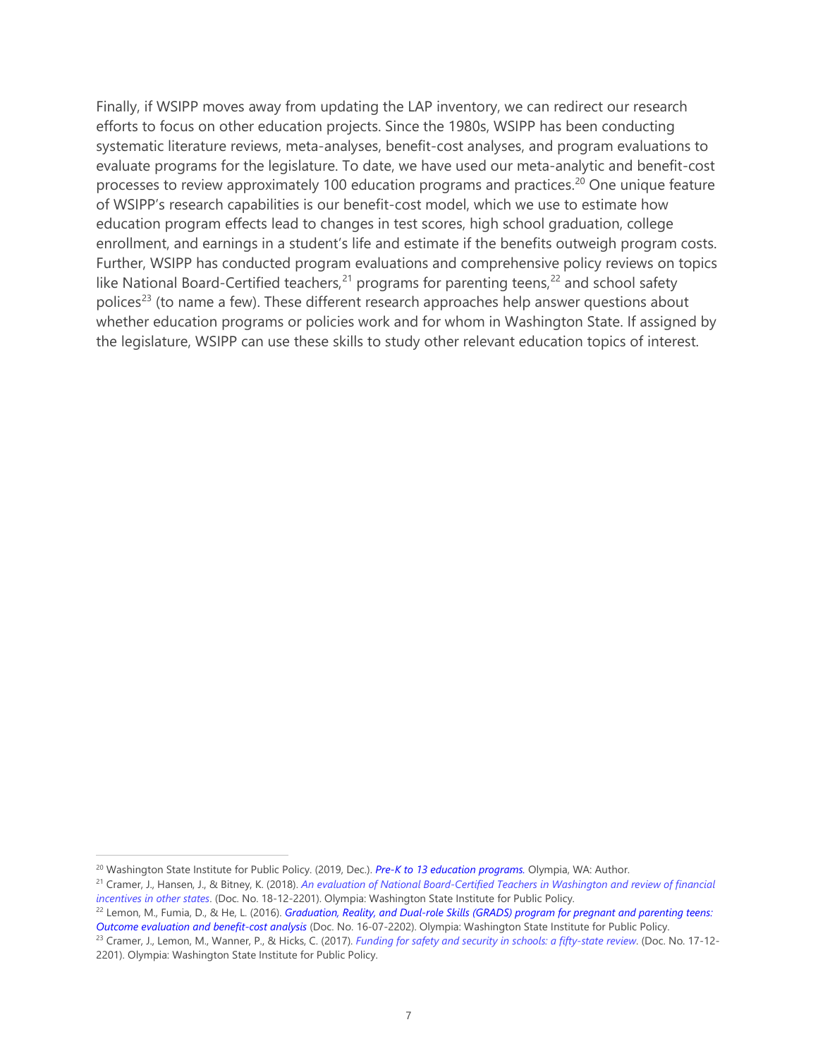Finally, if WSIPP moves away from updating the LAP inventory, we can redirect our research efforts to focus on other education projects. Since the 1980s, WSIPP has been conducting systematic literature reviews, meta-analyses, benefit-cost analyses, and program evaluations to evaluate programs for the legislature. To date, we have used our meta-analytic and benefit-cost processes to review approximately 100 education programs and practices.[20] One unique feature of WSIPP's research capabilities is our benefit-cost model, which we use to estimate how education program effects lead to changes in test scores, high school graduation, college enrollment, and earnings in a student's life and estimate if the benefits outweigh program costs. Further, WSIPP has conducted program evaluations and comprehensive policy reviews on topics like National Board-Certified teachers,[21] programs for parenting teens,[22] and school safety polices[23] (to name a few). These different research approaches help answer questions about whether education programs or policies work and for whom in Washington State. If assigned by the legislature, WSIPP can use these skills to study other relevant education topics of interest.

---

[20] Washington State Institute for Public Policy. (2019, Dec.). *Pre-K to 13 education programs.* Olympia, WA: Author.

[21] Cramer, J., Hansen, J., & Bitney, K. (2018). *An evaluation of National Board-Certified Teachers in Washington and review of financial incentives in other states*. (Doc. No. 18-12-2201). Olympia: Washington State Institute for Public Policy.

[22] Lemon, M., Fumia, D., & He, L. (2016). *Graduation, Reality, and Dual-role Skills (GRADS) program for pregnant and parenting teens: Outcome evaluation and benefit-cost analysis* (Doc. No. 16-07-2202). Olympia: Washington State Institute for Public Policy.

[23] Cramer, J., Lemon, M., Wanner, P., & Hicks, C. (2017). *Funding for safety and security in schools: a fifty-state review*. (Doc. No. 17-12-2201). Olympia: Washington State Institute for Public Policy.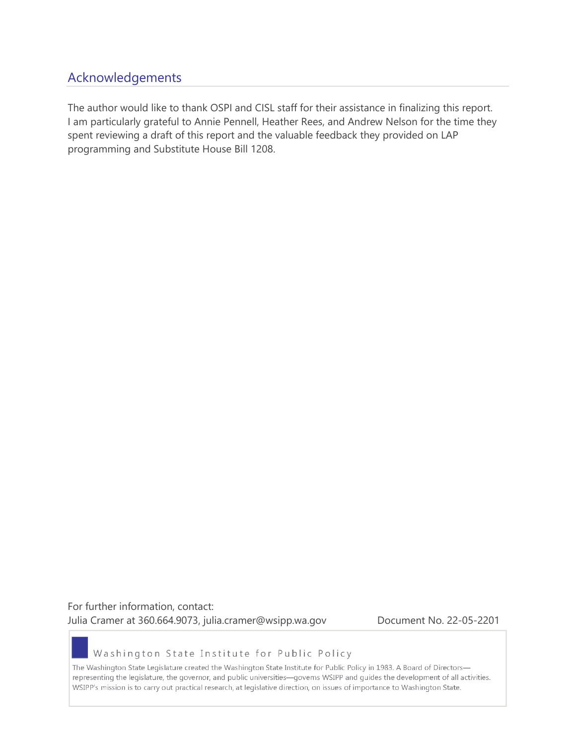## Acknowledgements

The author would like to thank OSPI and CISL staff for their assistance in finalizing this report. I am particularly grateful to Annie Pennell, Heather Rees, and Andrew Nelson for the time they spent reviewing a draft of this report and the valuable feedback they provided on LAP programming and Substitute House Bill 1208.

For further information, contact:
Julia Cramer at 360.664.9073, julia.cramer@wsipp.wa.gov

Document No. 22-05-2201

Washington State Institute for Public Policy

The Washington State Legislature created the Washington State Institute for Public Policy in 1983. A Board of Directors—representing the legislature, the governor, and public universities—governs WSIPP and guides the development of all activities. WSIPP's mission is to carry out practical research, at legislative direction, on issues of importance to Washington State.